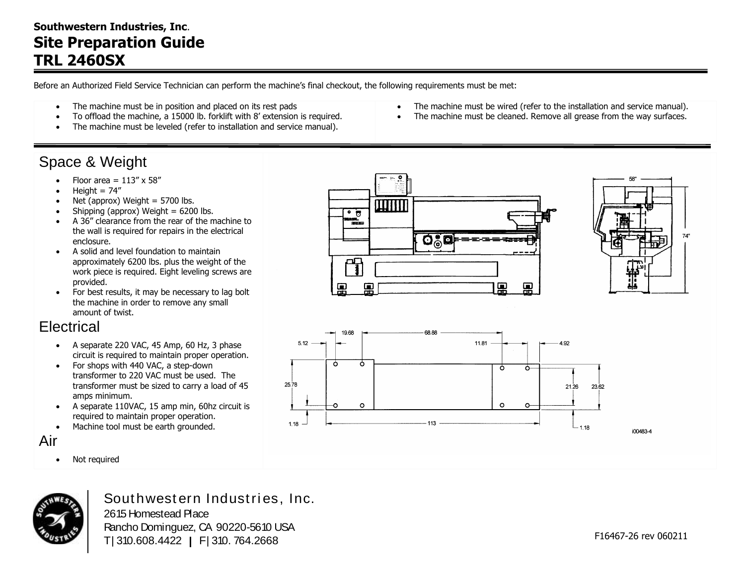**Southwestern Industries, Inc**.

# Site Preparation Guide
# TRL 2460SX

Before an Authorized Field Service Technician can perform the machine's final checkout, the following requirements must be met:

- The machine must be in position and placed on its rest pads
- To offload the machine, a 15000 lb. forklift with 8' extension is required.
- The machine must be leveled (refer to installation and service manual).
- The machine must be wired (refer to the installation and service manual).
- The machine must be cleaned. Remove all grease from the way surfaces.

## Space & Weight

- Floor area = 113" x 58"
- Height = 74"
- Net (approx) Weight = 5700 lbs.
- Shipping (approx) Weight = 6200 lbs.
- A 36" clearance from the rear of the machine to the wall is required for repairs in the electrical enclosure.
- A solid and level foundation to maintain approximately 6200 lbs. plus the weight of the work piece is required. Eight leveling screws are provided.
- For best results, it may be necessary to lag bolt the machine in order to remove any small amount of twist.

## Electrical

- A separate 220 VAC, 45 Amp, 60 Hz, 3 phase circuit is required to maintain proper operation.
- For shops with 440 VAC, a step-down transformer to 220 VAC must be used. The transformer must be sized to carry a load of 45 amps minimum.
- A separate 110VAC, 15 amp min, 60hz circuit is required to maintain proper operation.
- Machine tool must be earth grounded.

## Air

- Not required

58" 74"

19.68 68.88 5.12 11.81 4.92 25.78 21.26 23.62 1.18 113 1.18

i00483-4

Southwestern Industries, Inc.
2615 Homestead Place
Rancho Dominguez, CA 90220-5610 USA
T| 310.608.4422 | F| 310. 764.2668

F16467-26 rev 060211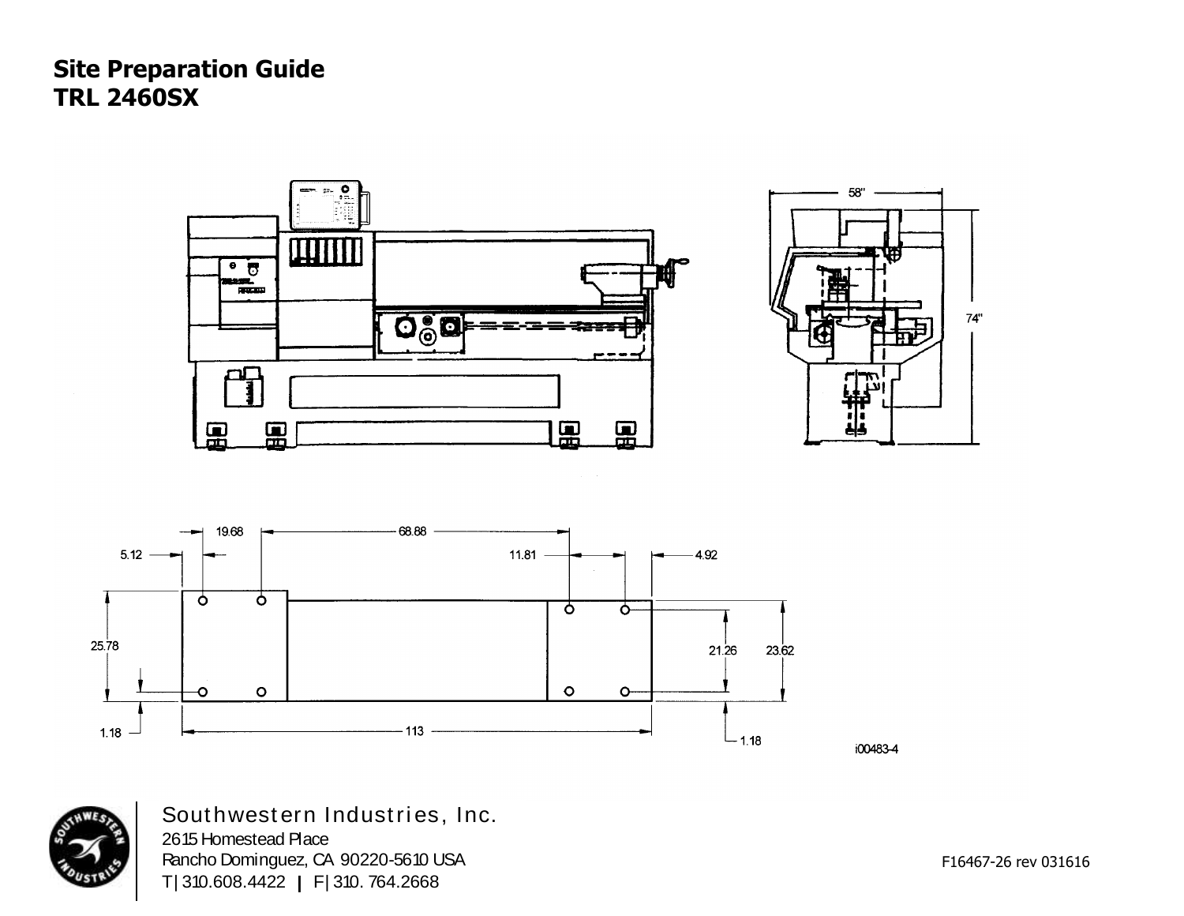# Site Preparation Guide
# TRL 2460SX

58"

74"

19.68 | 68.88

5.12 | 11.81 | 4.92

25.78 | 21.26 | 23.62

1.18 | 113 | 1.18

i00483-4

Southwestern Industries, Inc.
2615 Homestead Place
Rancho Dominguez, CA 90220-5610 USA
T| 310.608.4422 | F| 310. 764.2668

F16467-26 rev 031616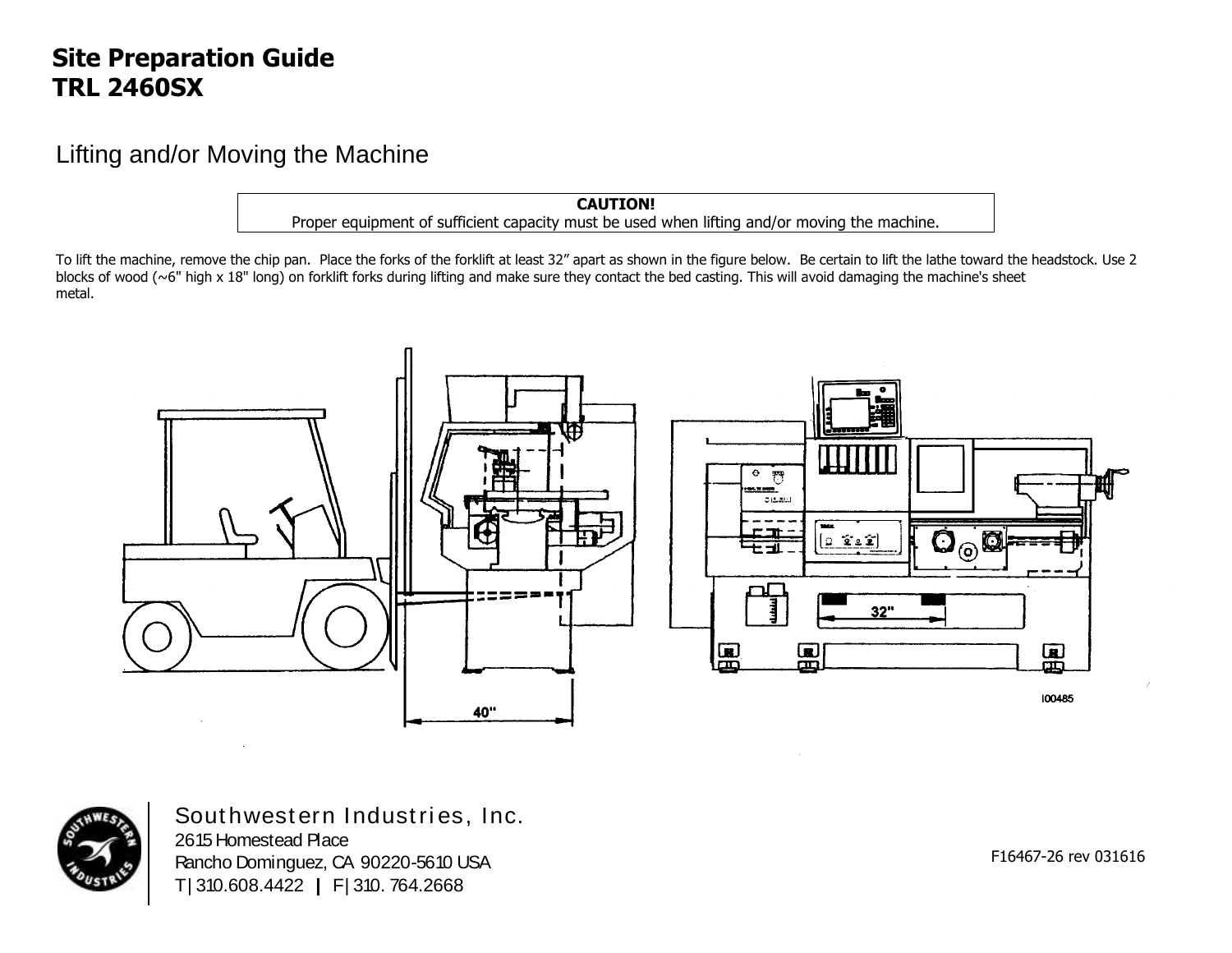# Site Preparation Guide
# TRL 2460SX

## Lifting and/or Moving the Machine

**CAUTION!**
Proper equipment of sufficient capacity must be used when lifting and/or moving the machine.

To lift the machine, remove the chip pan. Place the forks of the forklift at least 32" apart as shown in the figure below. Be certain to lift the lathe toward the headstock. Use 2 blocks of wood (~6" high x 18" long) on forklift forks during lifting and make sure they contact the bed casting. This will avoid damaging the machine's sheet metal.

40"

32"

I00485

Southwestern Industries, Inc.
2615 Homestead Place
Rancho Dominguez, CA 90220-5610 USA
T|310.608.4422 | F|310. 764.2668

F16467-26 rev 031616